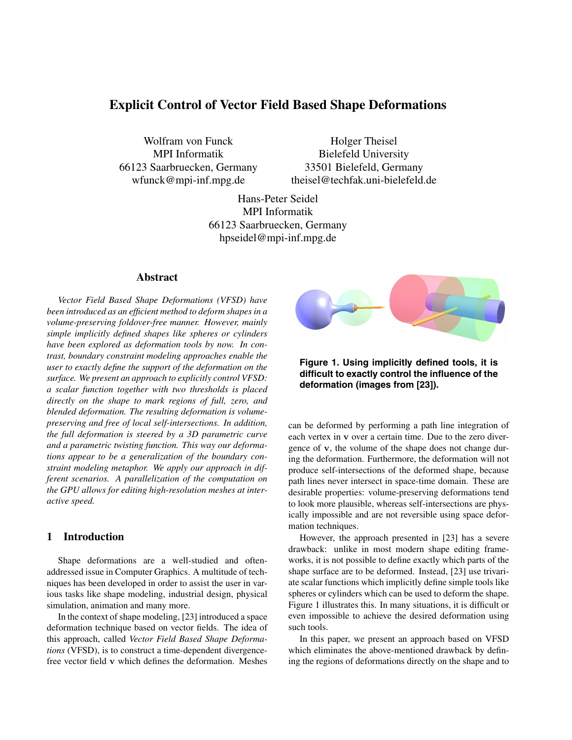# Explicit Control of Vector Field Based Shape Deformations

Wolfram von Funck
MPI Informatik
66123 Saarbruecken, Germany
wfunck@mpi-inf.mpg.de

Holger Theisel
Bielefeld University
33501 Bielefeld, Germany
theisel@techfak.uni-bielefeld.de

Hans-Peter Seidel
MPI Informatik
66123 Saarbruecken, Germany
hpseidel@mpi-inf.mpg.de

## Abstract

*Vector Field Based Shape Deformations (VFSD) have been introduced as an efficient method to deform shapes in a volume-preserving foldover-free manner. However, mainly simple implicitly defined shapes like spheres or cylinders have been explored as deformation tools by now. In contrast, boundary constraint modeling approaches enable the user to exactly define the support of the deformation on the surface. We present an approach to explicitly control VFSD: a scalar function together with two thresholds is placed directly on the shape to mark regions of full, zero, and blended deformation. The resulting deformation is volume-preserving and free of local self-intersections. In addition, the full deformation is steered by a 3D parametric curve and a parametric twisting function. This way our deformations appear to be a generalization of the boundary constraint modeling metaphor. We apply our approach in different scenarios. A parallelization of the computation on the GPU allows for editing high-resolution meshes at interactive speed.*

## 1 Introduction

Shape deformations are a well-studied and often-addressed issue in Computer Graphics. A multitude of techniques has been developed in order to assist the user in various tasks like shape modeling, industrial design, physical simulation, animation and many more.

In the context of shape modeling, [23] introduced a space deformation technique based on vector fields. The idea of this approach, called *Vector Field Based Shape Deformations* (VFSD), is to construct a time-dependent divergence-free vector field **v** which defines the deformation. Meshes can be deformed by performing a path line integration of each vertex in **v** over a certain time. Due to the zero divergence of **v**, the volume of the shape does not change during the deformation. Furthermore, the deformation will not produce self-intersections of the deformed shape, because path lines never intersect in space-time domain. These are desirable properties: volume-preserving deformations tend to look more plausible, whereas self-intersections are physically impossible and are not reversible using space deformation techniques.

**Figure 1. Using implicitly defined tools, it is difficult to exactly control the influence of the deformation (images from [23]).**

However, the approach presented in [23] has a severe drawback: unlike in most modern shape editing frameworks, it is not possible to define exactly which parts of the shape surface are to be deformed. Instead, [23] use trivariate scalar functions which implicitly define simple tools like spheres or cylinders which can be used to deform the shape. Figure 1 illustrates this. In many situations, it is difficult or even impossible to achieve the desired deformation using such tools.

In this paper, we present an approach based on VFSD which eliminates the above-mentioned drawback by defining the regions of deformations directly on the shape and to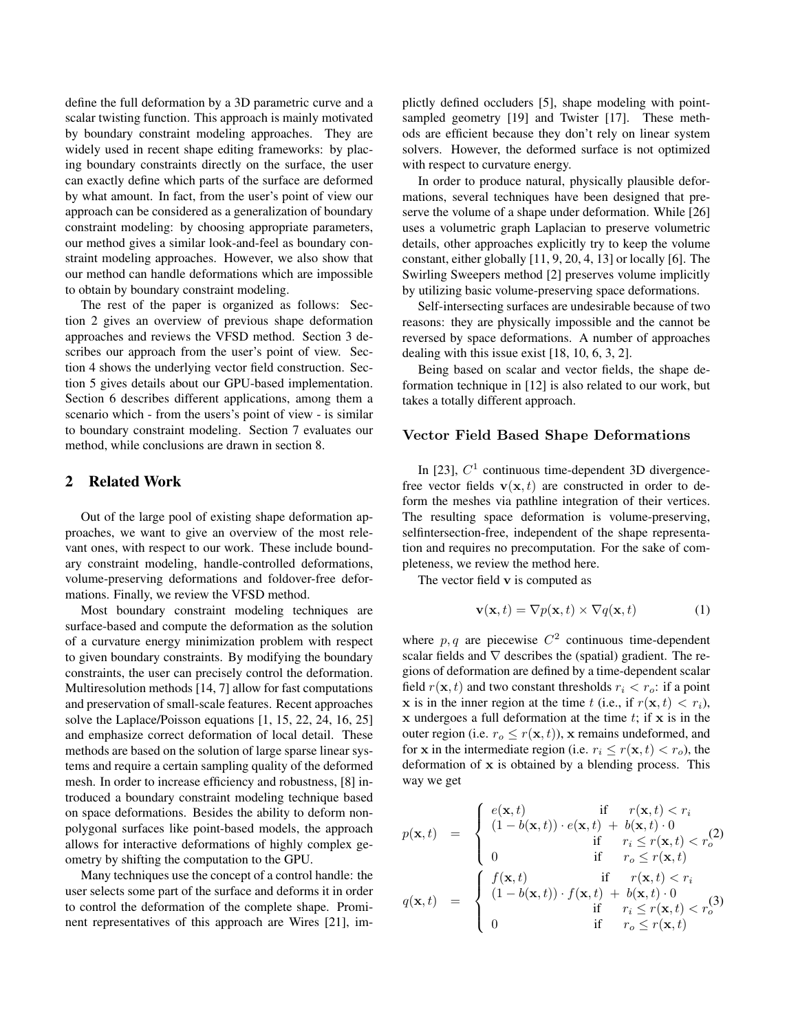define the full deformation by a 3D parametric curve and a scalar twisting function. This approach is mainly motivated by boundary constraint modeling approaches. They are widely used in recent shape editing frameworks: by placing boundary constraints directly on the surface, the user can exactly define which parts of the surface are deformed by what amount. In fact, from the user's point of view our approach can be considered as a generalization of boundary constraint modeling: by choosing appropriate parameters, our method gives a similar look-and-feel as boundary constraint modeling approaches. However, we also show that our method can handle deformations which are impossible to obtain by boundary constraint modeling.

The rest of the paper is organized as follows: Section 2 gives an overview of previous shape deformation approaches and reviews the VFSD method. Section 3 describes our approach from the user's point of view. Section 4 shows the underlying vector field construction. Section 5 gives details about our GPU-based implementation. Section 6 describes different applications, among them a scenario which - from the users's point of view - is similar to boundary constraint modeling. Section 7 evaluates our method, while conclusions are drawn in section 8.

## 2 Related Work

Out of the large pool of existing shape deformation approaches, we want to give an overview of the most relevant ones, with respect to our work. These include boundary constraint modeling, handle-controlled deformations, volume-preserving deformations and foldover-free deformations. Finally, we review the VFSD method.

Most boundary constraint modeling techniques are surface-based and compute the deformation as the solution of a curvature energy minimization problem with respect to given boundary constraints. By modifying the boundary constraints, the user can precisely control the deformation. Multiresolution methods [14, 7] allow for fast computations and preservation of small-scale features. Recent approaches solve the Laplace/Poisson equations [1, 15, 22, 24, 16, 25] and emphasize correct deformation of local detail. These methods are based on the solution of large sparse linear systems and require a certain sampling quality of the deformed mesh. In order to increase efficiency and robustness, [8] introduced a boundary constraint modeling technique based on space deformations. Besides the ability to deform non-polygonal surfaces like point-based models, the approach allows for interactive deformations of highly complex geometry by shifting the computation to the GPU.

Many techniques use the concept of a control handle: the user selects some part of the surface and deforms it in order to control the deformation of the complete shape. Prominent representatives of this approach are Wires [21], implictly defined occluders [5], shape modeling with point-sampled geometry [19] and Twister [17]. These methods are efficient because they don't rely on linear system solvers. However, the deformed surface is not optimized with respect to curvature energy.

In order to produce natural, physically plausible deformations, several techniques have been designed that preserve the volume of a shape under deformation. While [26] uses a volumetric graph Laplacian to preserve volumetric details, other approaches explicitly try to keep the volume constant, either globally [11, 9, 20, 4, 13] or locally [6]. The Swirling Sweepers method [2] preserves volume implicitly by utilizing basic volume-preserving space deformations.

Self-intersecting surfaces are undesirable because of two reasons: they are physically impossible and the cannot be reversed by space deformations. A number of approaches dealing with this issue exist [18, 10, 6, 3, 2].

Being based on scalar and vector fields, the shape deformation technique in [12] is also related to our work, but takes a totally different approach.

### Vector Field Based Shape Deformations

In [23], $C^1$ continuous time-dependent 3D divergence-free vector fields $\mathbf{v}(\mathbf{x}, t)$ are constructed in order to deform the meshes via pathline integration of their vertices. The resulting space deformation is volume-preserving, selfintersection-free, independent of the shape representation and requires no precomputation. For the sake of completeness, we review the method here.

The vector field $\mathbf{v}$ is computed as

$$\mathbf{v}(\mathbf{x}, t) = \nabla p(\mathbf{x}, t) \times \nabla q(\mathbf{x}, t) \tag{1}$$

where $p, q$ are piecewise $C^2$ continuous time-dependent scalar fields and $\nabla$ describes the (spatial) gradient. The regions of deformation are defined by a time-dependent scalar field $r(\mathbf{x}, t)$ and two constant thresholds $r_i < r_o$: if a point $\mathbf{x}$ is in the inner region at the time $t$ (i.e., if $r(\mathbf{x}, t) < r_i$), $\mathbf{x}$ undergoes a full deformation at the time $t$; if $\mathbf{x}$ is in the outer region (i.e. $r_o \le r(\mathbf{x}, t)$), $\mathbf{x}$ remains undeformed, and for $\mathbf{x}$ in the intermediate region (i.e. $r_i \le r(\mathbf{x}, t) < r_o$), the deformation of $\mathbf{x}$ is obtained by a blending process. This way we get

$$p(\mathbf{x}, t) = \begin{cases} e(\mathbf{x}, t) & \text{if} \quad r(\mathbf{x}, t) < r_i \\ (1 - b(\mathbf{x}, t)) \cdot e(\mathbf{x}, t) \; + \; b(\mathbf{x}, t) \cdot 0 & \text{if} \quad r_i \le r(\mathbf{x}, t) < r_o \\ 0 & \text{if} \quad r_o \le r(\mathbf{x}, t) \end{cases} \tag{2}$$

$$q(\mathbf{x}, t) = \begin{cases} f(\mathbf{x}, t) & \text{if} \quad r(\mathbf{x}, t) < r_i \\ (1 - b(\mathbf{x}, t)) \cdot f(\mathbf{x}, t) \; + \; b(\mathbf{x}, t) \cdot 0 & \text{if} \quad r_i \le r(\mathbf{x}, t) < r_o \\ 0 & \text{if} \quad r_o \le r(\mathbf{x}, t) \end{cases} \tag{3}$$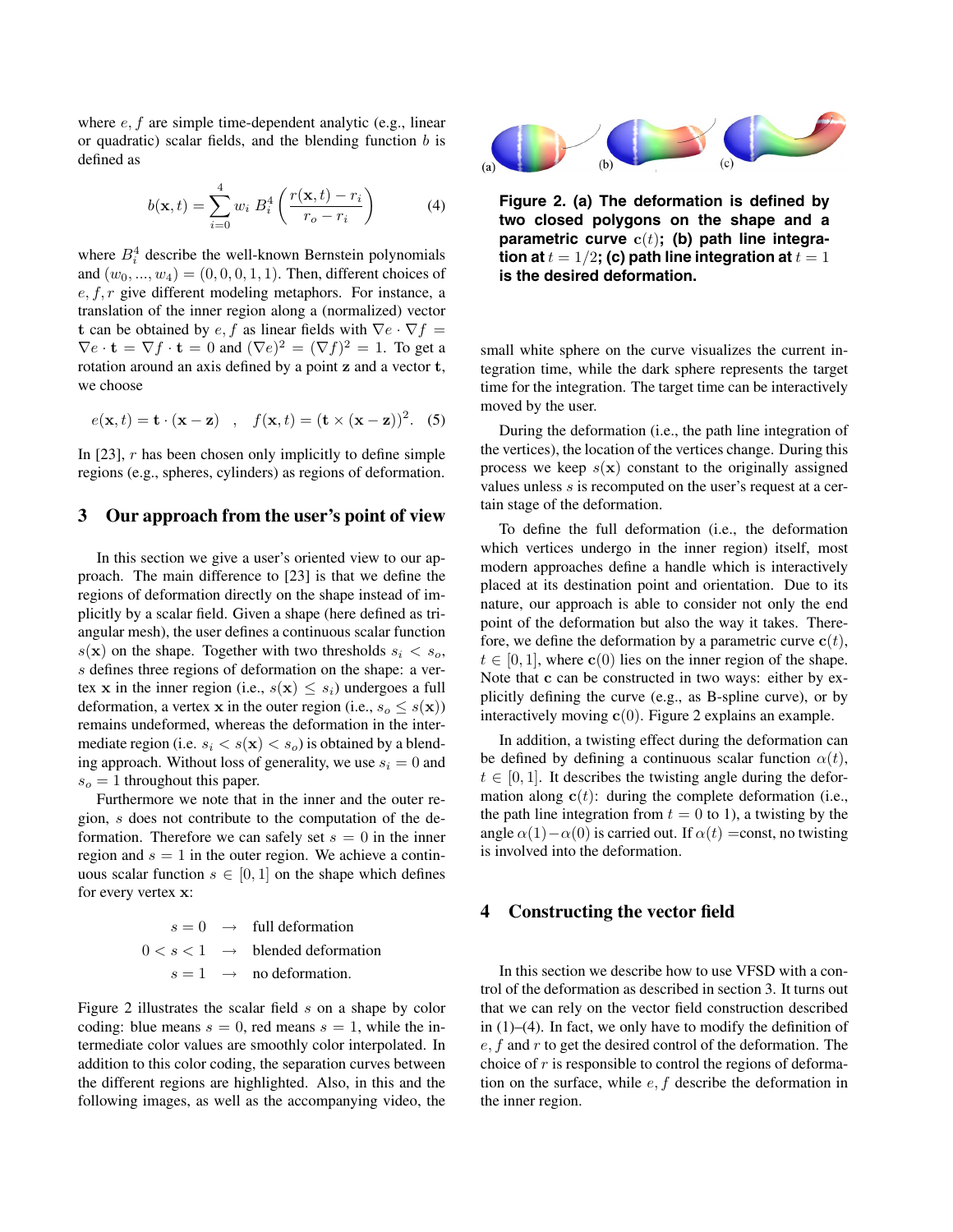where $e, f$ are simple time-dependent analytic (e.g., linear or quadratic) scalar fields, and the blending function $b$ is defined as

$$b(\mathbf{x}, t) = \sum_{i=0}^{4} w_i \, B_i^4 \left( \frac{r(\mathbf{x}, t) - r_i}{r_o - r_i} \right) \quad (4)$$

where $B_i^4$ describe the well-known Bernstein polynomials and $(w_0, ..., w_4) = (0, 0, 0, 1, 1)$. Then, different choices of $e, f, r$ give different modeling metaphors. For instance, a translation of the inner region along a (normalized) vector $\mathbf{t}$ can be obtained by $e, f$ as linear fields with $\nabla e \cdot \nabla f = \nabla e \cdot \mathbf{t} = \nabla f \cdot \mathbf{t} = 0$ and $(\nabla e)^2 = (\nabla f)^2 = 1$. To get a rotation around an axis defined by a point $\mathbf{z}$ and a vector $\mathbf{t}$, we choose

$$e(\mathbf{x}, t) = \mathbf{t} \cdot (\mathbf{x} - \mathbf{z}) \quad , \quad f(\mathbf{x}, t) = (\mathbf{t} \times (\mathbf{x} - \mathbf{z}))^2. \quad (5)$$

In [23], $r$ has been chosen only implicitly to define simple regions (e.g., spheres, cylinders) as regions of deformation.

## 3 Our approach from the user's point of view

In this section we give a user's oriented view to our approach. The main difference to [23] is that we define the regions of deformation directly on the shape instead of implicitly by a scalar field. Given a shape (here defined as triangular mesh), the user defines a continuous scalar function $s(\mathbf{x})$ on the shape. Together with two thresholds $s_i < s_o$, $s$ defines three regions of deformation on the shape: a vertex $\mathbf{x}$ in the inner region (i.e., $s(\mathbf{x}) \le s_i$) undergoes a full deformation, a vertex $\mathbf{x}$ in the outer region (i.e., $s_o \le s(\mathbf{x})$) remains undeformed, whereas the deformation in the intermediate region (i.e. $s_i < s(\mathbf{x}) < s_o$) is obtained by a blending approach. Without loss of generality, we use $s_i = 0$ and $s_o = 1$ throughout this paper.

Furthermore we note that in the inner and the outer region, $s$ does not contribute to the computation of the deformation. Therefore we can safely set $s = 0$ in the inner region and $s = 1$ in the outer region. We achieve a continuous scalar function $s \in [0, 1]$ on the shape which defines for every vertex $\mathbf{x}$:

$$\begin{aligned} s = 0 \quad &\rightarrow \quad \text{full deformation} \\ 0 < s < 1 \quad &\rightarrow \quad \text{blended deformation} \\ s = 1 \quad &\rightarrow \quad \text{no deformation.} \end{aligned}$$

Figure 2 illustrates the scalar field $s$ on a shape by color coding: blue means $s = 0$, red means $s = 1$, while the intermediate color values are smoothly color interpolated. In addition to this color coding, the separation curves between the different regions are highlighted. Also, in this and the following images, as well as the accompanying video, the small white sphere on the curve visualizes the current integration time, while the dark sphere represents the target time for the integration. The target time can be interactively moved by the user.

**Figure 2. (a) The deformation is defined by two closed polygons on the shape and a parametric curve $\mathbf{c}(t)$; (b) path line integration at $t = 1/2$; (c) path line integration at $t = 1$ is the desired deformation.**

During the deformation (i.e., the path line integration of the vertices), the location of the vertices change. During this process we keep $s(\mathbf{x})$ constant to the originally assigned values unless $s$ is recomputed on the user's request at a certain stage of the deformation.

To define the full deformation (i.e., the deformation which vertices undergo in the inner region) itself, most modern approaches define a handle which is interactively placed at its destination point and orientation. Due to its nature, our approach is able to consider not only the end point of the deformation but also the way it takes. Therefore, we define the deformation by a parametric curve $\mathbf{c}(t)$, $t \in [0, 1]$, where $\mathbf{c}(0)$ lies on the inner region of the shape. Note that $\mathbf{c}$ can be constructed in two ways: either by explicitly defining the curve (e.g., as B-spline curve), or by interactively moving $\mathbf{c}(0)$. Figure 2 explains an example.

In addition, a twisting effect during the deformation can be defined by defining a continuous scalar function $\alpha(t)$, $t \in [0, 1]$. It describes the twisting angle during the deformation along $\mathbf{c}(t)$: during the complete deformation (i.e., the path line integration from $t = 0$ to 1), a twisting by the angle $\alpha(1) - \alpha(0)$ is carried out. If $\alpha(t)$ =const, no twisting is involved into the deformation.

## 4 Constructing the vector field

In this section we describe how to use VFSD with a control of the deformation as described in section 3. It turns out that we can rely on the vector field construction described in (1)–(4). In fact, we only have to modify the definition of $e, f$ and $r$ to get the desired control of the deformation. The choice of $r$ is responsible to control the regions of deformation on the surface, while $e, f$ describe the deformation in the inner region.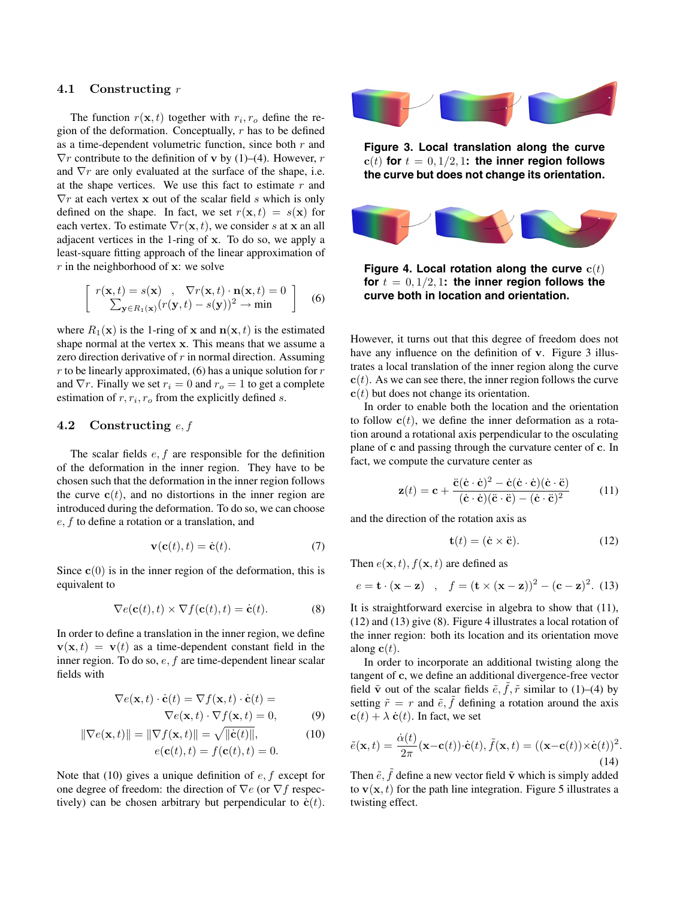### 4.1 Constructing $r$

The function $r(\mathbf{x}, t)$ together with $r_i, r_o$ define the region of the deformation. Conceptually, $r$ has to be defined as a time-dependent volumetric function, since both $r$ and $\nabla r$ contribute to the definition of $\mathbf{v}$ by (1)–(4). However, $r$ and $\nabla r$ are only evaluated at the surface of the shape, i.e. at the shape vertices. We use this fact to estimate $r$ and $\nabla r$ at each vertex $\mathbf{x}$ out of the scalar field $s$ which is only defined on the shape. In fact, we set $r(\mathbf{x}, t) = s(\mathbf{x})$ for each vertex. To estimate $\nabla r(\mathbf{x}, t)$, we consider $s$ at $\mathbf{x}$ an all adjacent vertices in the 1-ring of $\mathbf{x}$. To do so, we apply a least-square fitting approach of the linear approximation of $r$ in the neighborhood of $\mathbf{x}$: we solve

$$\left[ \begin{array}{c} r(\mathbf{x}, t) = s(\mathbf{x}) \quad , \quad \nabla r(\mathbf{x}, t) \cdot \mathbf{n}(\mathbf{x}, t) = 0 \\ \sum_{\mathbf{y} \in R_1(\mathbf{x})} (r(\mathbf{y}, t) - s(\mathbf{y}))^2 \to \min \end{array} \right] \tag{6}$$

where $R_1(\mathbf{x})$ is the 1-ring of $\mathbf{x}$ and $\mathbf{n}(\mathbf{x}, t)$ is the estimated shape normal at the vertex $\mathbf{x}$. This means that we assume a zero direction derivative of $r$ in normal direction. Assuming $r$ to be linearly approximated, (6) has a unique solution for $r$ and $\nabla r$. Finally we set $r_i = 0$ and $r_o = 1$ to get a complete estimation of $r, r_i, r_o$ from the explicitly defined $s$.

### 4.2 Constructing $e, f$

The scalar fields $e, f$ are responsible for the definition of the deformation in the inner region. They have to be chosen such that the deformation in the inner region follows the curve $\mathbf{c}(t)$, and no distortions in the inner region are introduced during the deformation. To do so, we can choose $e, f$ to define a rotation or a translation, and

$$\mathbf{v}(\mathbf{c}(t), t) = \dot{\mathbf{c}}(t). \tag{7}$$

Since $\mathbf{c}(0)$ is in the inner region of the deformation, this is equivalent to

$$\nabla e(\mathbf{c}(t), t) \times \nabla f(\mathbf{c}(t), t) = \dot{\mathbf{c}}(t). \tag{8}$$

In order to define a translation in the inner region, we define $\mathbf{v}(\mathbf{x}, t) = \mathbf{v}(t)$ as a time-dependent constant field in the inner region. To do so, $e, f$ are time-dependent linear scalar fields with

$$\nabla e(\mathbf{x}, t) \cdot \dot{\mathbf{c}}(t) = \nabla f(\mathbf{x}, t) \cdot \dot{\mathbf{c}}(t) = \nabla e(\mathbf{x}, t) \cdot \nabla f(\mathbf{x}, t) = 0, \tag{9}$$

$$\|\nabla e(\mathbf{x}, t)\| = \|\nabla f(\mathbf{x}, t)\| = \sqrt{\|\dot{\mathbf{c}}(t)\|}, \tag{10}$$
$$e(\mathbf{c}(t), t) = f(\mathbf{c}(t), t) = 0.$$

Note that (10) gives a unique definition of $e, f$ except for one degree of freedom: the direction of $\nabla e$ (or $\nabla f$ respectively) can be chosen arbitrary but perpendicular to $\dot{\mathbf{c}}(t)$.

**Figure 3. Local translation along the curve $\mathbf{c}(t)$ for $t = 0, 1/2, 1$: the inner region follows the curve but does not change its orientation.**

**Figure 4. Local rotation along the curve $\mathbf{c}(t)$ for $t = 0, 1/2, 1$: the inner region follows the curve both in location and orientation.**

However, it turns out that this degree of freedom does not have any influence on the definition of $\mathbf{v}$. Figure 3 illustrates a local translation of the inner region along the curve $\mathbf{c}(t)$. As we can see there, the inner region follows the curve $\mathbf{c}(t)$ but does not change its orientation.

In order to enable both the location and the orientation to follow $\mathbf{c}(t)$, we define the inner deformation as a rotation around a rotational axis perpendicular to the osculating plane of $\mathbf{c}$ and passing through the curvature center of $\mathbf{c}$. In fact, we compute the curvature center as

$$\mathbf{z}(t) = \mathbf{c} + \frac{\ddot{\mathbf{c}}(\dot{\mathbf{c}} \cdot \dot{\mathbf{c}})^2 - \dot{\mathbf{c}}(\dot{\mathbf{c}} \cdot \dot{\mathbf{c}})(\dot{\mathbf{c}} \cdot \ddot{\mathbf{c}})}{(\dot{\mathbf{c}} \cdot \dot{\mathbf{c}})(\ddot{\mathbf{c}} \cdot \ddot{\mathbf{c}}) - (\dot{\mathbf{c}} \cdot \ddot{\mathbf{c}})^2} \tag{11}$$

and the direction of the rotation axis as

$$\mathbf{t}(t) = (\dot{\mathbf{c}} \times \ddot{\mathbf{c}}). \tag{12}$$

Then $e(\mathbf{x}, t), f(\mathbf{x}, t)$ are defined as

$$e = \mathbf{t} \cdot (\mathbf{x} - \mathbf{z}) \quad , \quad f = (\mathbf{t} \times (\mathbf{x} - \mathbf{z}))^2 - (\mathbf{c} - \mathbf{z})^2. \tag{13}$$

It is straightforward exercise in algebra to show that (11), (12) and (13) give (8). Figure 4 illustrates a local rotation of the inner region: both its location and its orientation move along $\mathbf{c}(t)$.

In order to incorporate an additional twisting along the tangent of $\mathbf{c}$, we define an additional divergence-free vector field $\tilde{\mathbf{v}}$ out of the scalar fields $\tilde{e}, \tilde{f}, \tilde{r}$ similar to (1)–(4) by setting $\tilde{r} = r$ and $\tilde{e}, \tilde{f}$ defining a rotation around the axis $\mathbf{c}(t) + \lambda\, \dot{\mathbf{c}}(t)$. In fact, we set

$$\tilde{e}(\mathbf{x}, t) = \frac{\dot{\alpha}(t)}{2\pi} (\mathbf{x} - \mathbf{c}(t)) \cdot \dot{\mathbf{c}}(t), \; \tilde{f}(\mathbf{x}, t) = ((\mathbf{x} - \mathbf{c}(t)) \times \dot{\mathbf{c}}(t))^2. \tag{14}$$

Then $\tilde{e}, \tilde{f}$ define a new vector field $\tilde{\mathbf{v}}$ which is simply added to $\mathbf{v}(\mathbf{x}, t)$ for the path line integration. Figure 5 illustrates a twisting effect.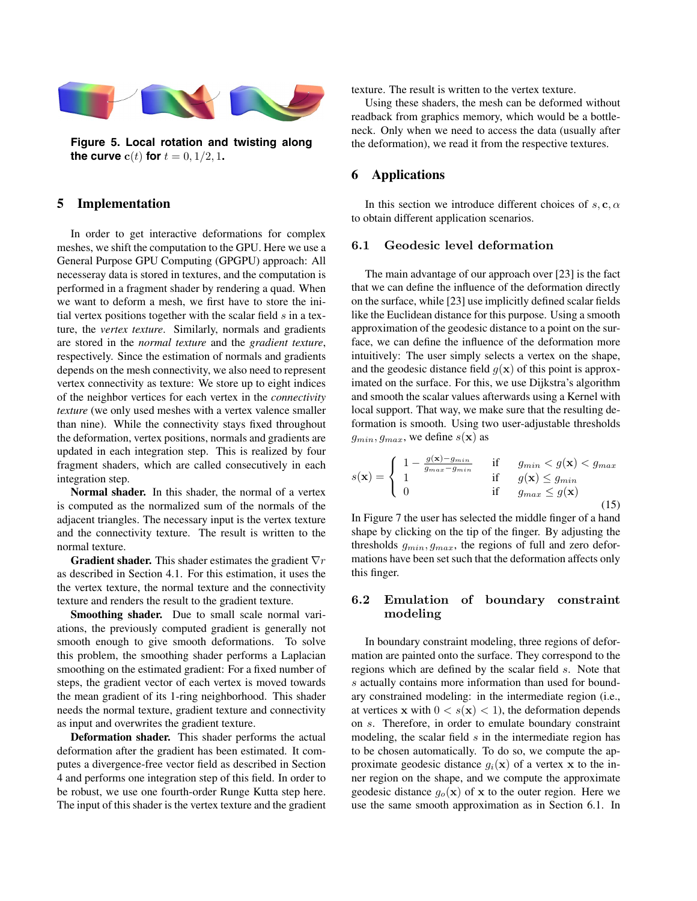**Figure 5. Local rotation and twisting along the curve $\mathbf{c}(t)$ for $t = 0, 1/2, 1$.**

## 5 Implementation

In order to get interactive deformations for complex meshes, we shift the computation to the GPU. Here we use a General Purpose GPU Computing (GPGPU) approach: All necesseray data is stored in textures, and the computation is performed in a fragment shader by rendering a quad. When we want to deform a mesh, we first have to store the initial vertex positions together with the scalar field $s$ in a texture, the *vertex texture*. Similarly, normals and gradients are stored in the *normal texture* and the *gradient texture*, respectively. Since the estimation of normals and gradients depends on the mesh connectivity, we also need to represent vertex connectivity as texture: We store up to eight indices of the neighbor vertices for each vertex in the *connectivity texture* (we only used meshes with a vertex valence smaller than nine). While the connectivity stays fixed throughout the deformation, vertex positions, normals and gradients are updated in each integration step. This is realized by four fragment shaders, which are called consecutively in each integration step.

**Normal shader.** In this shader, the normal of a vertex is computed as the normalized sum of the normals of the adjacent triangles. The necessary input is the vertex texture and the connectivity texture. The result is written to the normal texture.

**Gradient shader.** This shader estimates the gradient $\nabla r$ as described in Section 4.1. For this estimation, it uses the the vertex texture, the normal texture and the connectivity texture and renders the result to the gradient texture.

**Smoothing shader.** Due to small scale normal variations, the previously computed gradient is generally not smooth enough to give smooth deformations. To solve this problem, the smoothing shader performs a Laplacian smoothing on the estimated gradient: For a fixed number of steps, the gradient vector of each vertex is moved towards the mean gradient of its 1-ring neighborhood. This shader needs the normal texture, gradient texture and connectivity as input and overwrites the gradient texture.

**Deformation shader.** This shader performs the actual deformation after the gradient has been estimated. It computes a divergence-free vector field as described in Section 4 and performs one integration step of this field. In order to be robust, we use one fourth-order Runge Kutta step here. The input of this shader is the vertex texture and the gradient texture. The result is written to the vertex texture.

Using these shaders, the mesh can be deformed without readback from graphics memory, which would be a bottleneck. Only when we need to access the data (usually after the deformation), we read it from the respective textures.

## 6 Applications

In this section we introduce different choices of $s, \mathbf{c}, \alpha$ to obtain different application scenarios.

### 6.1 Geodesic level deformation

The main advantage of our approach over [23] is the fact that we can define the influence of the deformation directly on the surface, while [23] use implicitly defined scalar fields like the Euclidean distance for this purpose. Using a smooth approximation of the geodesic distance to a point on the surface, we can define the influence of the deformation more intuitively: The user simply selects a vertex on the shape, and the geodesic distance field $g(\mathbf{x})$ of this point is approximated on the surface. For this, we use Dijkstra's algorithm and smooth the scalar values afterwards using a Kernel with local support. That way, we make sure that the resulting deformation is smooth. Using two user-adjustable thresholds $g_{min}, g_{max}$, we define $s(\mathbf{x})$ as

$$
s(\mathbf{x}) = \begin{cases} 1 - \frac{g(\mathbf{x}) - g_{min}}{g_{max} - g_{min}} & \text{if} \quad g_{min} < g(\mathbf{x}) < g_{max} \\ 1 & \text{if} \quad g(\mathbf{x}) \leq g_{min} \\ 0 & \text{if} \quad g_{max} \leq g(\mathbf{x}) \end{cases} \tag{15}
$$

In Figure 7 the user has selected the middle finger of a hand shape by clicking on the tip of the finger. By adjusting the thresholds $g_{min}, g_{max}$, the regions of full and zero deformations have been set such that the deformation affects only this finger.

### 6.2 Emulation of boundary constraint modeling

In boundary constraint modeling, three regions of deformation are painted onto the surface. They correspond to the regions which are defined by the scalar field $s$. Note that $s$ actually contains more information than used for boundary constrained modeling: in the intermediate region (i.e., at vertices $\mathbf{x}$ with $0 < s(\mathbf{x}) < 1$), the deformation depends on $s$. Therefore, in order to emulate boundary constraint modeling, the scalar field $s$ in the intermediate region has to be chosen automatically. To do so, we compute the approximate geodesic distance $g_i(\mathbf{x})$ of a vertex $\mathbf{x}$ to the inner region on the shape, and we compute the approximate geodesic distance $g_o(\mathbf{x})$ of $\mathbf{x}$ to the outer region. Here we use the same smooth approximation as in Section 6.1. In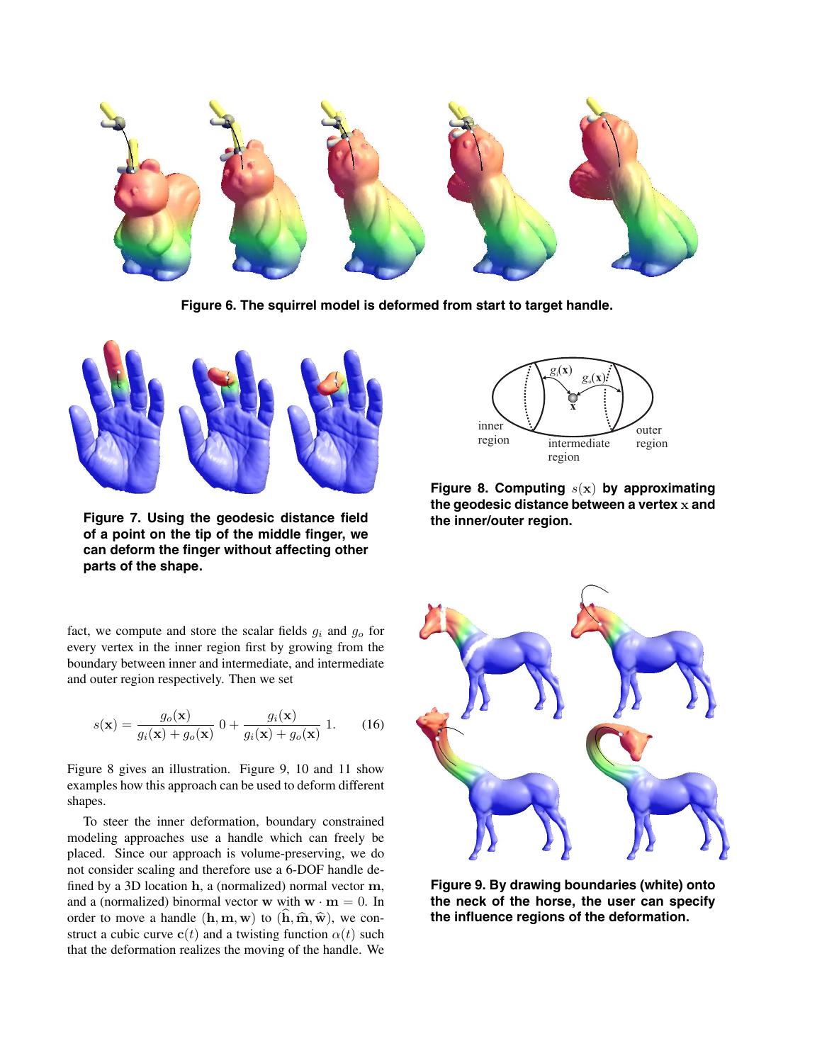**Figure 6. The squirrel model is deformed from start to target handle.**

**Figure 7. Using the geodesic distance field of a point on the tip of the middle finger, we can deform the finger without affecting other parts of the shape.**

**Figure 8. Computing $s(\mathbf{x})$ by approximating the geodesic distance between a vertex $\mathbf{x}$ and the inner/outer region.**

fact, we compute and store the scalar fields $g_i$ and $g_o$ for every vertex in the inner region first by growing from the boundary between inner and intermediate, and intermediate and outer region respectively. Then we set

$$s(\mathbf{x}) = \frac{g_o(\mathbf{x})}{g_i(\mathbf{x}) + g_o(\mathbf{x})}\, 0 + \frac{g_i(\mathbf{x})}{g_i(\mathbf{x}) + g_o(\mathbf{x})}\, 1. \qquad (16)$$

Figure 8 gives an illustration. Figure 9, 10 and 11 show examples how this approach can be used to deform different shapes.

To steer the inner deformation, boundary constrained modeling approaches use a handle which can freely be placed. Since our approach is volume-preserving, we do not consider scaling and therefore use a 6-DOF handle defined by a 3D location $\mathbf{h}$, a (normalized) normal vector $\mathbf{m}$, and a (normalized) binormal vector $\mathbf{w}$ with $\mathbf{w} \cdot \mathbf{m} = 0$. In order to move a handle $(\mathbf{h}, \mathbf{m}, \mathbf{w})$ to $(\widehat{\mathbf{h}}, \widehat{\mathbf{m}}, \widehat{\mathbf{w}})$, we construct a cubic curve $\mathbf{c}(t)$ and a twisting function $\alpha(t)$ such that the deformation realizes the moving of the handle. We

**Figure 9. By drawing boundaries (white) onto the neck of the horse, the user can specify the influence regions of the deformation.**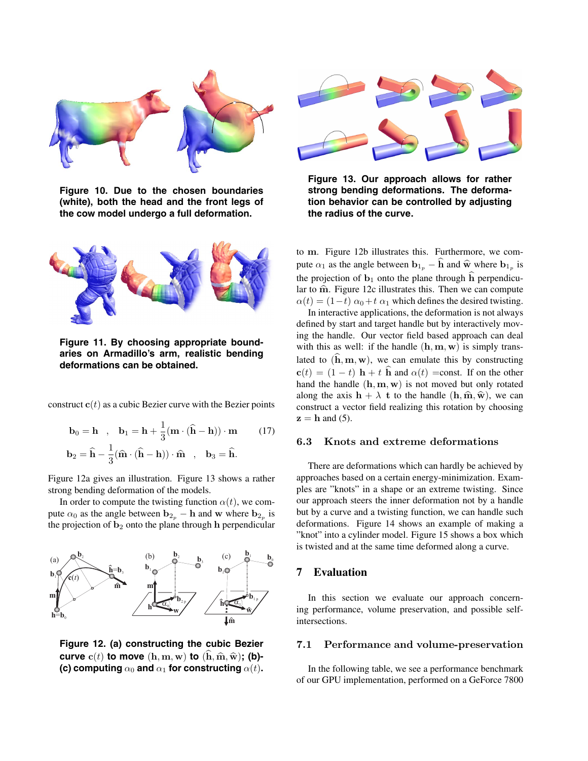Figure 10. Due to the chosen boundaries (white), both the head and the front legs of the cow model undergo a full deformation.

Figure 11. By choosing appropriate boundaries on Armadillo's arm, realistic bending deformations can be obtained.

construct $\mathbf{c}(t)$ as a cubic Bezier curve with the Bezier points

$$\mathbf{b}_0 = \mathbf{h} \quad , \quad \mathbf{b}_1 = \mathbf{h} + \frac{1}{3}(\mathbf{m} \cdot (\widehat{\mathbf{h}} - \mathbf{h})) \cdot \mathbf{m} \tag{17}$$

$$\mathbf{b}_2 = \widehat{\mathbf{h}} - \frac{1}{3}(\widehat{\mathbf{m}} \cdot (\widehat{\mathbf{h}} - \mathbf{h})) \cdot \widehat{\mathbf{m}} \quad , \quad \mathbf{b}_3 = \widehat{\mathbf{h}}.$$

Figure 12a gives an illustration. Figure 13 shows a rather strong bending deformation of the models.

In order to compute the twisting function $\alpha(t)$, we compute $\alpha_0$ as the angle between $\mathbf{b}_{2_p} - \mathbf{h}$ and $\mathbf{w}$ where $\mathbf{b}_{2_p}$ is the projection of $\mathbf{b}_2$ onto the plane through $\mathbf{h}$ perpendicular to $\mathbf{m}$. Figure 12b illustrates this. Furthermore, we compute $\alpha_1$ as the angle between $\mathbf{b}_{1_p} - \widehat{\mathbf{h}}$ and $\widehat{\mathbf{w}}$ where $\mathbf{b}_{1_p}$ is the projection of $\mathbf{b}_1$ onto the plane through $\widehat{\mathbf{h}}$ perpendicular to $\widehat{\mathbf{m}}$. Figure 12c illustrates this. Then we can compute $\alpha(t) = (1-t)\ \alpha_0 + t\ \alpha_1$ which defines the desired twisting.

Figure 12. (a) constructing the cubic Bezier curve $\mathbf{c}(t)$ to move $(\mathbf{h}, \mathbf{m}, \mathbf{w})$ to $(\widehat{\mathbf{h}}, \widehat{\mathbf{m}}, \widehat{\mathbf{w}})$; (b)-(c) computing $\alpha_0$ and $\alpha_1$ for constructing $\alpha(t)$.

Figure 13. Our approach allows for rather strong bending deformations. The deformation behavior can be controlled by adjusting the radius of the curve.

In interactive applications, the deformation is not always defined by start and target handle but by interactively moving the handle. Our vector field based approach can deal with this as well: if the handle $(\mathbf{h}, \mathbf{m}, \mathbf{w})$ is simply translated to $(\widehat{\mathbf{h}}, \mathbf{m}, \mathbf{w})$, we can emulate this by constructing $\mathbf{c}(t) = (1-t)\ \mathbf{h} + t\ \widehat{\mathbf{h}}$ and $\alpha(t)$ =const. If on the other hand the handle $(\mathbf{h}, \mathbf{m}, \mathbf{w})$ is not moved but only rotated along the axis $\mathbf{h} + \lambda\ \mathbf{t}$ to the handle $(\mathbf{h}, \widehat{\mathbf{m}}, \widehat{\mathbf{w}})$, we can construct a vector field realizing this rotation by choosing $\mathbf{z} = \mathbf{h}$ and (5).

### 6.3 Knots and extreme deformations

There are deformations which can hardly be achieved by approaches based on a certain energy-minimization. Examples are "knots" in a shape or an extreme twisting. Since our approach steers the inner deformation not by a handle but by a curve and a twisting function, we can handle such deformations. Figure 14 shows an example of making a "knot" into a cylinder model. Figure 15 shows a box which is twisted and at the same time deformed along a curve.

## 7 Evaluation

In this section we evaluate our approach concerning performance, volume preservation, and possible self-intersections.

### 7.1 Performance and volume-preservation

In the following table, we see a performance benchmark of our GPU implementation, performed on a GeForce 7800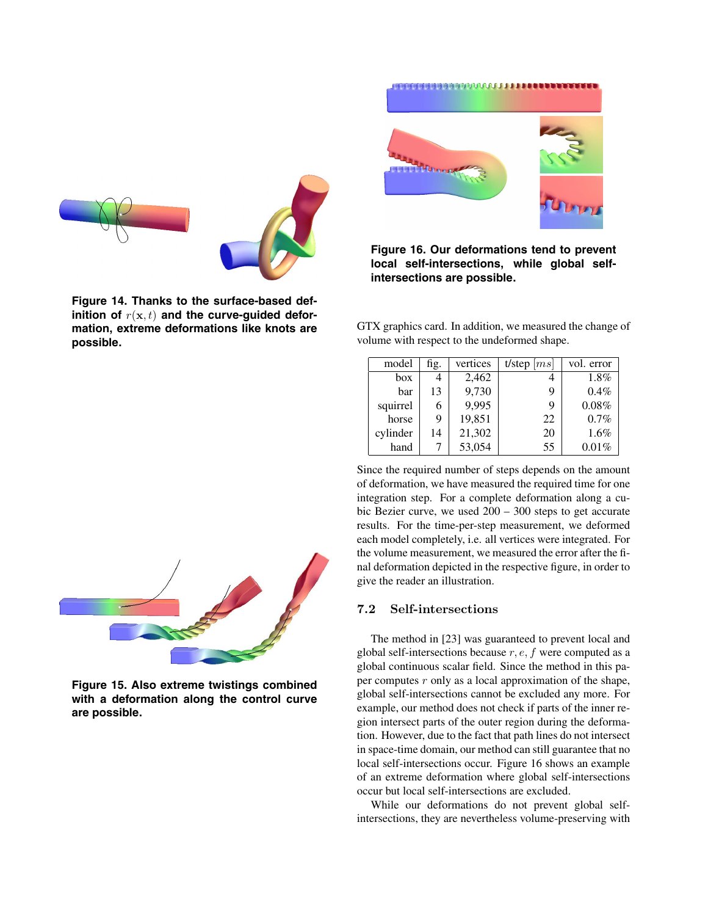**Figure 14. Thanks to the surface-based definition of $r(\mathbf{x}, t)$ and the curve-guided deformation, extreme deformations like knots are possible.**

**Figure 15. Also extreme twistings combined with a deformation along the control curve are possible.**

**Figure 16. Our deformations tend to prevent local self-intersections, while global self-intersections are possible.**

GTX graphics card. In addition, we measured the change of volume with respect to the undeformed shape.

| model | fig. | vertices | t/step $[ms]$ | vol. error |
|---|---|---|---|---|
| box | 4 | 2,462 | 4 | 1.8% |
| bar | 13 | 9,730 | 9 | 0.4% |
| squirrel | 6 | 9,995 | 9 | 0.08% |
| horse | 9 | 19,851 | 22 | 0.7% |
| cylinder | 14 | 21,302 | 20 | 1.6% |
| hand | 7 | 53,054 | 55 | 0.01% |

Since the required number of steps depends on the amount of deformation, we have measured the required time for one integration step. For a complete deformation along a cubic Bezier curve, we used 200 – 300 steps to get accurate results. For the time-per-step measurement, we deformed each model completely, i.e. all vertices were integrated. For the volume measurement, we measured the error after the final deformation depicted in the respective figure, in order to give the reader an illustration.

## 7.2 Self-intersections

The method in [23] was guaranteed to prevent local and global self-intersections because $r, e, f$ were computed as a global continuous scalar field. Since the method in this paper computes $r$ only as a local approximation of the shape, global self-intersections cannot be excluded any more. For example, our method does not check if parts of the inner region intersect parts of the outer region during the deformation. However, due to the fact that path lines do not intersect in space-time domain, our method can still guarantee that no local self-intersections occur. Figure 16 shows an example of an extreme deformation where global self-intersections occur but local self-intersections are excluded.

While our deformations do not prevent global self-intersections, they are nevertheless volume-preserving with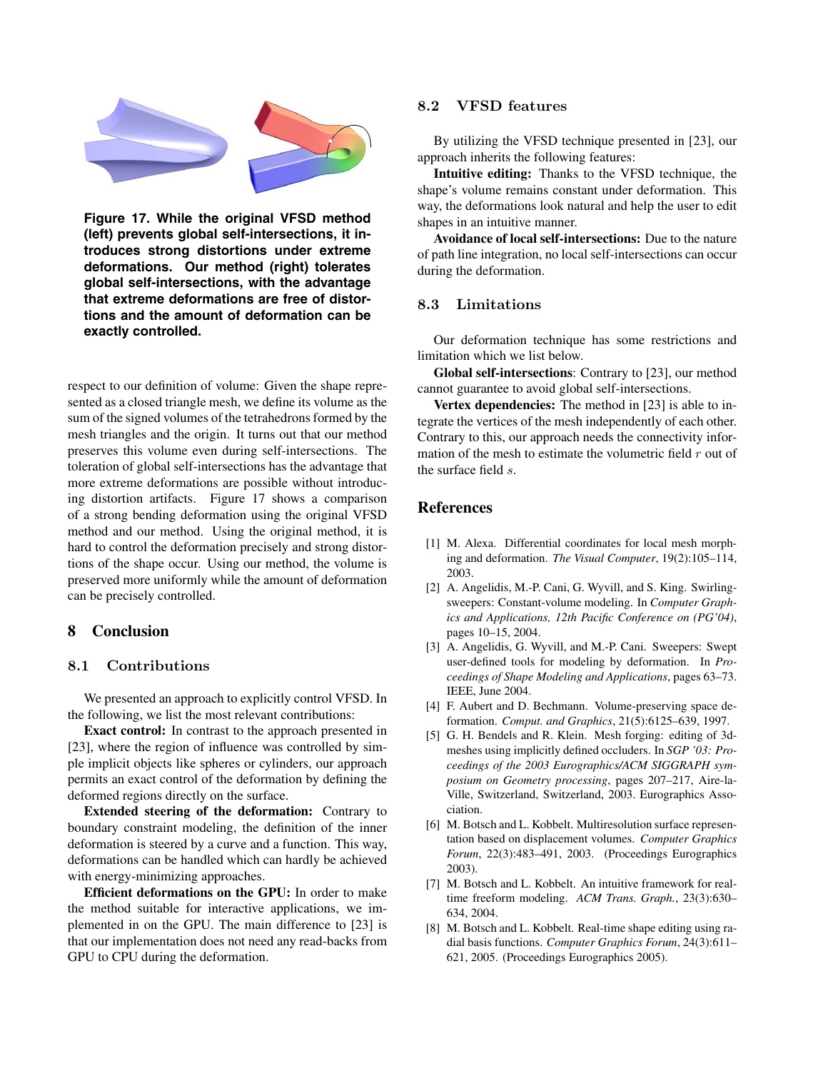**Figure 17. While the original VFSD method (left) prevents global self-intersections, it introduces strong distortions under extreme deformations. Our method (right) tolerates global self-intersections, with the advantage that extreme deformations are free of distortions and the amount of deformation can be exactly controlled.**

respect to our definition of volume: Given the shape represented as a closed triangle mesh, we define its volume as the sum of the signed volumes of the tetrahedrons formed by the mesh triangles and the origin. It turns out that our method preserves this volume even during self-intersections. The toleration of global self-intersections has the advantage that more extreme deformations are possible without introducing distortion artifacts. Figure 17 shows a comparison of a strong bending deformation using the original VFSD method and our method. Using the original method, it is hard to control the deformation precisely and strong distortions of the shape occur. Using our method, the volume is preserved more uniformly while the amount of deformation can be precisely controlled.

# 8 Conclusion

## 8.1 Contributions

We presented an approach to explicitly control VFSD. In the following, we list the most relevant contributions:

**Exact control:** In contrast to the approach presented in [23], where the region of influence was controlled by simple implicit objects like spheres or cylinders, our approach permits an exact control of the deformation by defining the deformed regions directly on the surface.

**Extended steering of the deformation:** Contrary to boundary constraint modeling, the definition of the inner deformation is steered by a curve and a function. This way, deformations can be handled which can hardly be achieved with energy-minimizing approaches.

**Efficient deformations on the GPU:** In order to make the method suitable for interactive applications, we implemented in on the GPU. The main difference to [23] is that our implementation does not need any read-backs from GPU to CPU during the deformation.

## 8.2 VFSD features

By utilizing the VFSD technique presented in [23], our approach inherits the following features:

**Intuitive editing:** Thanks to the VFSD technique, the shape's volume remains constant under deformation. This way, the deformations look natural and help the user to edit shapes in an intuitive manner.

**Avoidance of local self-intersections:** Due to the nature of path line integration, no local self-intersections can occur during the deformation.

## 8.3 Limitations

Our deformation technique has some restrictions and limitation which we list below.

**Global self-intersections**: Contrary to [23], our method cannot guarantee to avoid global self-intersections.

**Vertex dependencies:** The method in [23] is able to integrate the vertices of the mesh independently of each other. Contrary to this, our approach needs the connectivity information of the mesh to estimate the volumetric field $r$ out of the surface field $s$.

# References

[1] M. Alexa. Differential coordinates for local mesh morphing and deformation. *The Visual Computer*, 19(2):105–114, 2003.

[2] A. Angelidis, M.-P. Cani, G. Wyvill, and S. King. Swirling-sweepers: Constant-volume modeling. In *Computer Graphics and Applications, 12th Pacific Conference on (PG'04)*, pages 10–15, 2004.

[3] A. Angelidis, G. Wyvill, and M.-P. Cani. Sweepers: Swept user-defined tools for modeling by deformation. In *Proceedings of Shape Modeling and Applications*, pages 63–73. IEEE, June 2004.

[4] F. Aubert and D. Bechmann. Volume-preserving space deformation. *Comput. and Graphics*, 21(5):6125–639, 1997.

[5] G. H. Bendels and R. Klein. Mesh forging: editing of 3d-meshes using implicitly defined occluders. In *SGP '03: Proceedings of the 2003 Eurographics/ACM SIGGRAPH symposium on Geometry processing*, pages 207–217, Aire-la-Ville, Switzerland, Switzerland, 2003. Eurographics Association.

[6] M. Botsch and L. Kobbelt. Multiresolution surface representation based on displacement volumes. *Computer Graphics Forum*, 22(3):483–491, 2003. (Proceedings Eurographics 2003).

[7] M. Botsch and L. Kobbelt. An intuitive framework for real-time freeform modeling. *ACM Trans. Graph.*, 23(3):630–634, 2004.

[8] M. Botsch and L. Kobbelt. Real-time shape editing using radial basis functions. *Computer Graphics Forum*, 24(3):611–621, 2005. (Proceedings Eurographics 2005).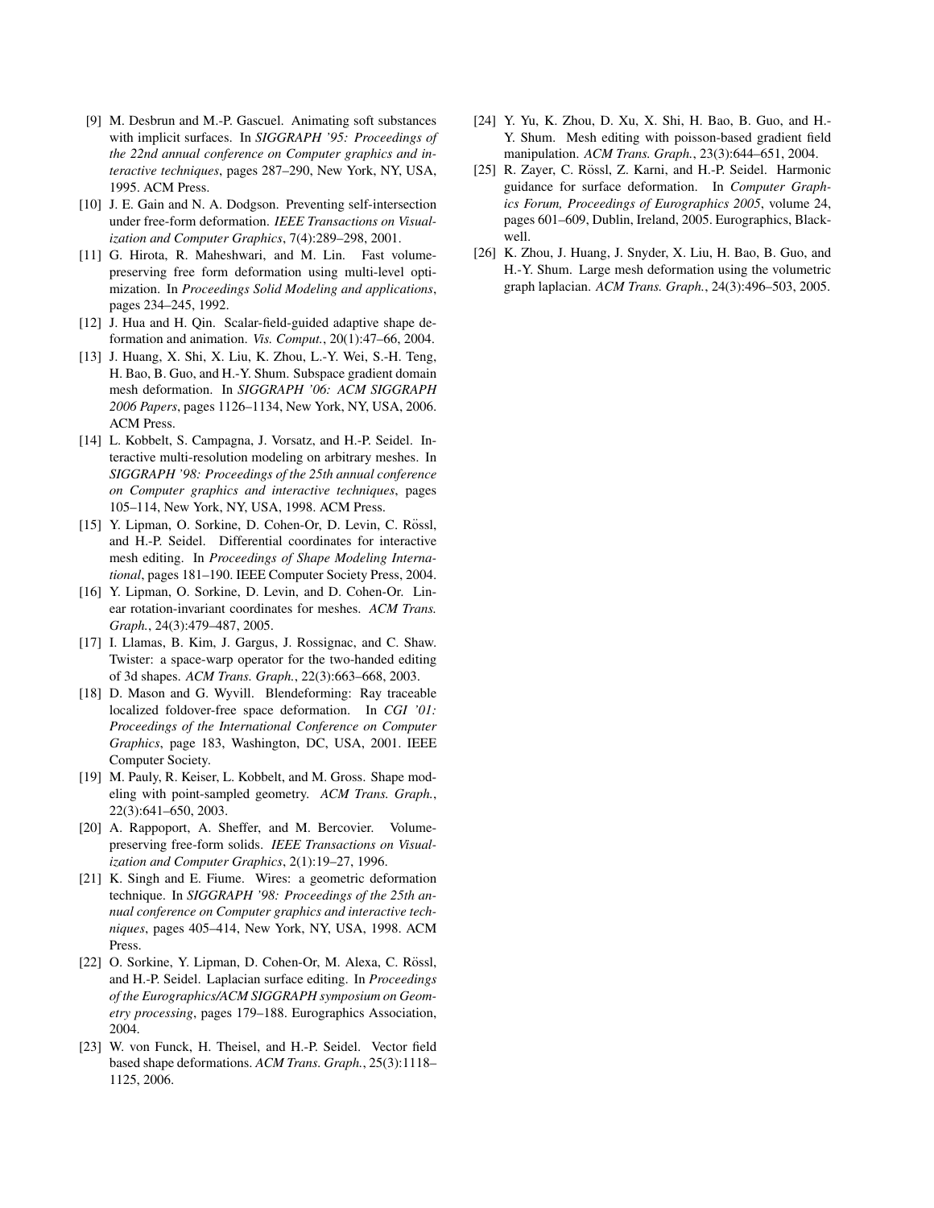[9] M. Desbrun and M.-P. Gascuel. Animating soft substances with implicit surfaces. In *SIGGRAPH '95: Proceedings of the 22nd annual conference on Computer graphics and interactive techniques*, pages 287–290, New York, NY, USA, 1995. ACM Press.

[10] J. E. Gain and N. A. Dodgson. Preventing self-intersection under free-form deformation. *IEEE Transactions on Visualization and Computer Graphics*, 7(4):289–298, 2001.

[11] G. Hirota, R. Maheshwari, and M. Lin. Fast volume-preserving free form deformation using multi-level optimization. In *Proceedings Solid Modeling and applications*, pages 234–245, 1992.

[12] J. Hua and H. Qin. Scalar-field-guided adaptive shape deformation and animation. *Vis. Comput.*, 20(1):47–66, 2004.

[13] J. Huang, X. Shi, X. Liu, K. Zhou, L.-Y. Wei, S.-H. Teng, H. Bao, B. Guo, and H.-Y. Shum. Subspace gradient domain mesh deformation. In *SIGGRAPH '06: ACM SIGGRAPH 2006 Papers*, pages 1126–1134, New York, NY, USA, 2006. ACM Press.

[14] L. Kobbelt, S. Campagna, J. Vorsatz, and H.-P. Seidel. Interactive multi-resolution modeling on arbitrary meshes. In *SIGGRAPH '98: Proceedings of the 25th annual conference on Computer graphics and interactive techniques*, pages 105–114, New York, NY, USA, 1998. ACM Press.

[15] Y. Lipman, O. Sorkine, D. Cohen-Or, D. Levin, C. Rössl, and H.-P. Seidel. Differential coordinates for interactive mesh editing. In *Proceedings of Shape Modeling International*, pages 181–190. IEEE Computer Society Press, 2004.

[16] Y. Lipman, O. Sorkine, D. Levin, and D. Cohen-Or. Linear rotation-invariant coordinates for meshes. *ACM Trans. Graph.*, 24(3):479–487, 2005.

[17] I. Llamas, B. Kim, J. Gargus, J. Rossignac, and C. Shaw. Twister: a space-warp operator for the two-handed editing of 3d shapes. *ACM Trans. Graph.*, 22(3):663–668, 2003.

[18] D. Mason and G. Wyvill. Blendeforming: Ray traceable localized foldover-free space deformation. In *CGI '01: Proceedings of the International Conference on Computer Graphics*, page 183, Washington, DC, USA, 2001. IEEE Computer Society.

[19] M. Pauly, R. Keiser, L. Kobbelt, and M. Gross. Shape modeling with point-sampled geometry. *ACM Trans. Graph.*, 22(3):641–650, 2003.

[20] A. Rappoport, A. Sheffer, and M. Bercovier. Volume-preserving free-form solids. *IEEE Transactions on Visualization and Computer Graphics*, 2(1):19–27, 1996.

[21] K. Singh and E. Fiume. Wires: a geometric deformation technique. In *SIGGRAPH '98: Proceedings of the 25th annual conference on Computer graphics and interactive techniques*, pages 405–414, New York, NY, USA, 1998. ACM Press.

[22] O. Sorkine, Y. Lipman, D. Cohen-Or, M. Alexa, C. Rössl, and H.-P. Seidel. Laplacian surface editing. In *Proceedings of the Eurographics/ACM SIGGRAPH symposium on Geometry processing*, pages 179–188. Eurographics Association, 2004.

[23] W. von Funck, H. Theisel, and H.-P. Seidel. Vector field based shape deformations. *ACM Trans. Graph.*, 25(3):1118–1125, 2006.

[24] Y. Yu, K. Zhou, D. Xu, X. Shi, H. Bao, B. Guo, and H.-Y. Shum. Mesh editing with poisson-based gradient field manipulation. *ACM Trans. Graph.*, 23(3):644–651, 2004.

[25] R. Zayer, C. Rössl, Z. Karni, and H.-P. Seidel. Harmonic guidance for surface deformation. In *Computer Graphics Forum, Proceedings of Eurographics 2005*, volume 24, pages 601–609, Dublin, Ireland, 2005. Eurographics, Blackwell.

[26] K. Zhou, J. Huang, J. Snyder, X. Liu, H. Bao, B. Guo, and H.-Y. Shum. Large mesh deformation using the volumetric graph laplacian. *ACM Trans. Graph.*, 24(3):496–503, 2005.